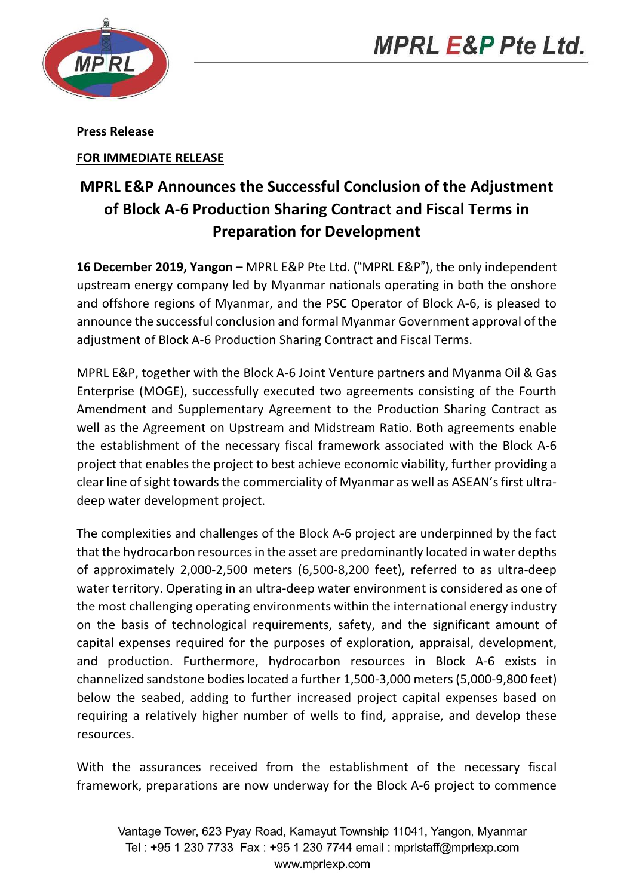**Press Release**

**FOR IMMEDIATE RELEASE**

# MPRL E&P Announces the Successful Conclusion of the Adjustment of Block A-6 Production Sharing Contract and Fiscal Terms in Preparation for Development

**16 December 2019, Yangon –** MPRL E&P Pte Ltd. ("MPRL E&P"), the only independent upstream energy company led by Myanmar nationals operating in both the onshore and offshore regions of Myanmar, and the PSC Operator of Block A-6, is pleased to announce the successful conclusion and formal Myanmar Government approval of the adjustment of Block A-6 Production Sharing Contract and Fiscal Terms.

MPRL E&P, together with the Block A-6 Joint Venture partners and Myanma Oil & Gas Enterprise (MOGE), successfully executed two agreements consisting of the Fourth Amendment and Supplementary Agreement to the Production Sharing Contract as well as the Agreement on Upstream and Midstream Ratio. Both agreements enable the establishment of the necessary fiscal framework associated with the Block A-6 project that enables the project to best achieve economic viability, further providing a clear line of sight towards the commerciality of Myanmar as well as ASEAN's first ultra-deep water development project.

The complexities and challenges of the Block A-6 project are underpinned by the fact that the hydrocarbon resources in the asset are predominantly located in water depths of approximately 2,000-2,500 meters (6,500-8,200 feet), referred to as ultra-deep water territory. Operating in an ultra-deep water environment is considered as one of the most challenging operating environments within the international energy industry on the basis of technological requirements, safety, and the significant amount of capital expenses required for the purposes of exploration, appraisal, development, and production. Furthermore, hydrocarbon resources in Block A-6 exists in channelized sandstone bodies located a further 1,500-3,000 meters (5,000-9,800 feet) below the seabed, adding to further increased project capital expenses based on requiring a relatively higher number of wells to find, appraise, and develop these resources.

With the assurances received from the establishment of the necessary fiscal framework, preparations are now underway for the Block A-6 project to commence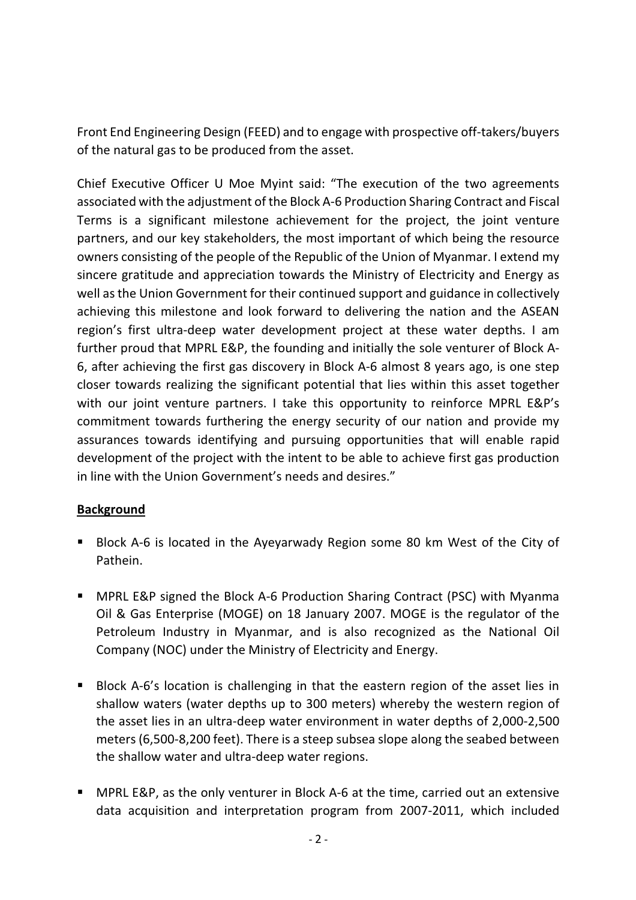Front End Engineering Design (FEED) and to engage with prospective off-takers/buyers of the natural gas to be produced from the asset.

Chief Executive Officer U Moe Myint said: "The execution of the two agreements associated with the adjustment of the Block A-6 Production Sharing Contract and Fiscal Terms is a significant milestone achievement for the project, the joint venture partners, and our key stakeholders, the most important of which being the resource owners consisting of the people of the Republic of the Union of Myanmar. I extend my sincere gratitude and appreciation towards the Ministry of Electricity and Energy as well as the Union Government for their continued support and guidance in collectively achieving this milestone and look forward to delivering the nation and the ASEAN region's first ultra-deep water development project at these water depths. I am further proud that MPRL E&P, the founding and initially the sole venturer of Block A-6, after achieving the first gas discovery in Block A-6 almost 8 years ago, is one step closer towards realizing the significant potential that lies within this asset together with our joint venture partners. I take this opportunity to reinforce MPRL E&P's commitment towards furthering the energy security of our nation and provide my assurances towards identifying and pursuing opportunities that will enable rapid development of the project with the intent to be able to achieve first gas production in line with the Union Government's needs and desires."

**Background**

- Block A-6 is located in the Ayeyarwady Region some 80 km West of the City of Pathein.
- MPRL E&P signed the Block A-6 Production Sharing Contract (PSC) with Myanma Oil & Gas Enterprise (MOGE) on 18 January 2007. MOGE is the regulator of the Petroleum Industry in Myanmar, and is also recognized as the National Oil Company (NOC) under the Ministry of Electricity and Energy.
- Block A-6's location is challenging in that the eastern region of the asset lies in shallow waters (water depths up to 300 meters) whereby the western region of the asset lies in an ultra-deep water environment in water depths of 2,000-2,500 meters (6,500-8,200 feet). There is a steep subsea slope along the seabed between the shallow water and ultra-deep water regions.
- MPRL E&P, as the only venturer in Block A-6 at the time, carried out an extensive data acquisition and interpretation program from 2007-2011, which included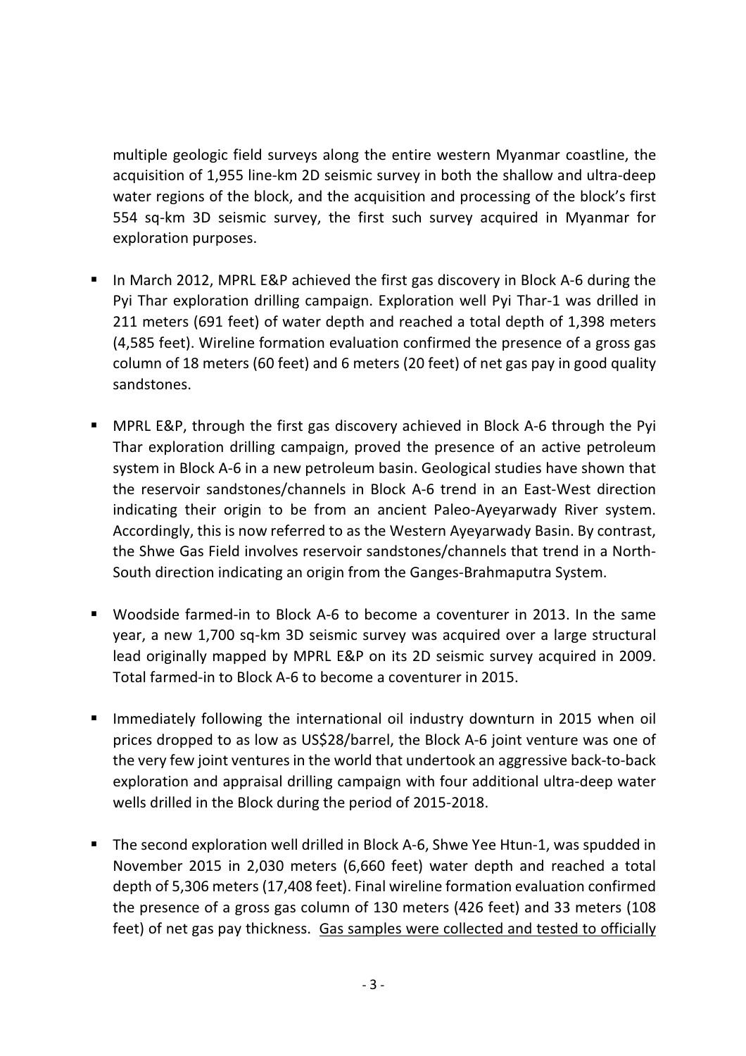multiple geologic field surveys along the entire western Myanmar coastline, the acquisition of 1,955 line-km 2D seismic survey in both the shallow and ultra-deep water regions of the block, and the acquisition and processing of the block's first 554 sq-km 3D seismic survey, the first such survey acquired in Myanmar for exploration purposes.

- In March 2012, MPRL E&P achieved the first gas discovery in Block A-6 during the Pyi Thar exploration drilling campaign. Exploration well Pyi Thar-1 was drilled in 211 meters (691 feet) of water depth and reached a total depth of 1,398 meters (4,585 feet). Wireline formation evaluation confirmed the presence of a gross gas column of 18 meters (60 feet) and 6 meters (20 feet) of net gas pay in good quality sandstones.

- MPRL E&P, through the first gas discovery achieved in Block A-6 through the Pyi Thar exploration drilling campaign, proved the presence of an active petroleum system in Block A-6 in a new petroleum basin. Geological studies have shown that the reservoir sandstones/channels in Block A-6 trend in an East-West direction indicating their origin to be from an ancient Paleo-Ayeyarwady River system. Accordingly, this is now referred to as the Western Ayeyarwady Basin. By contrast, the Shwe Gas Field involves reservoir sandstones/channels that trend in a North-South direction indicating an origin from the Ganges-Brahmaputra System.

- Woodside farmed-in to Block A-6 to become a coventurer in 2013. In the same year, a new 1,700 sq-km 3D seismic survey was acquired over a large structural lead originally mapped by MPRL E&P on its 2D seismic survey acquired in 2009. Total farmed-in to Block A-6 to become a coventurer in 2015.

- Immediately following the international oil industry downturn in 2015 when oil prices dropped to as low as US$28/barrel, the Block A-6 joint venture was one of the very few joint ventures in the world that undertook an aggressive back-to-back exploration and appraisal drilling campaign with four additional ultra-deep water wells drilled in the Block during the period of 2015-2018.

- The second exploration well drilled in Block A-6, Shwe Yee Htun-1, was spudded in November 2015 in 2,030 meters (6,660 feet) water depth and reached a total depth of 5,306 meters (17,408 feet). Final wireline formation evaluation confirmed the presence of a gross gas column of 130 meters (426 feet) and 33 meters (108 feet) of net gas pay thickness. <u>Gas samples were collected and tested to officially</u>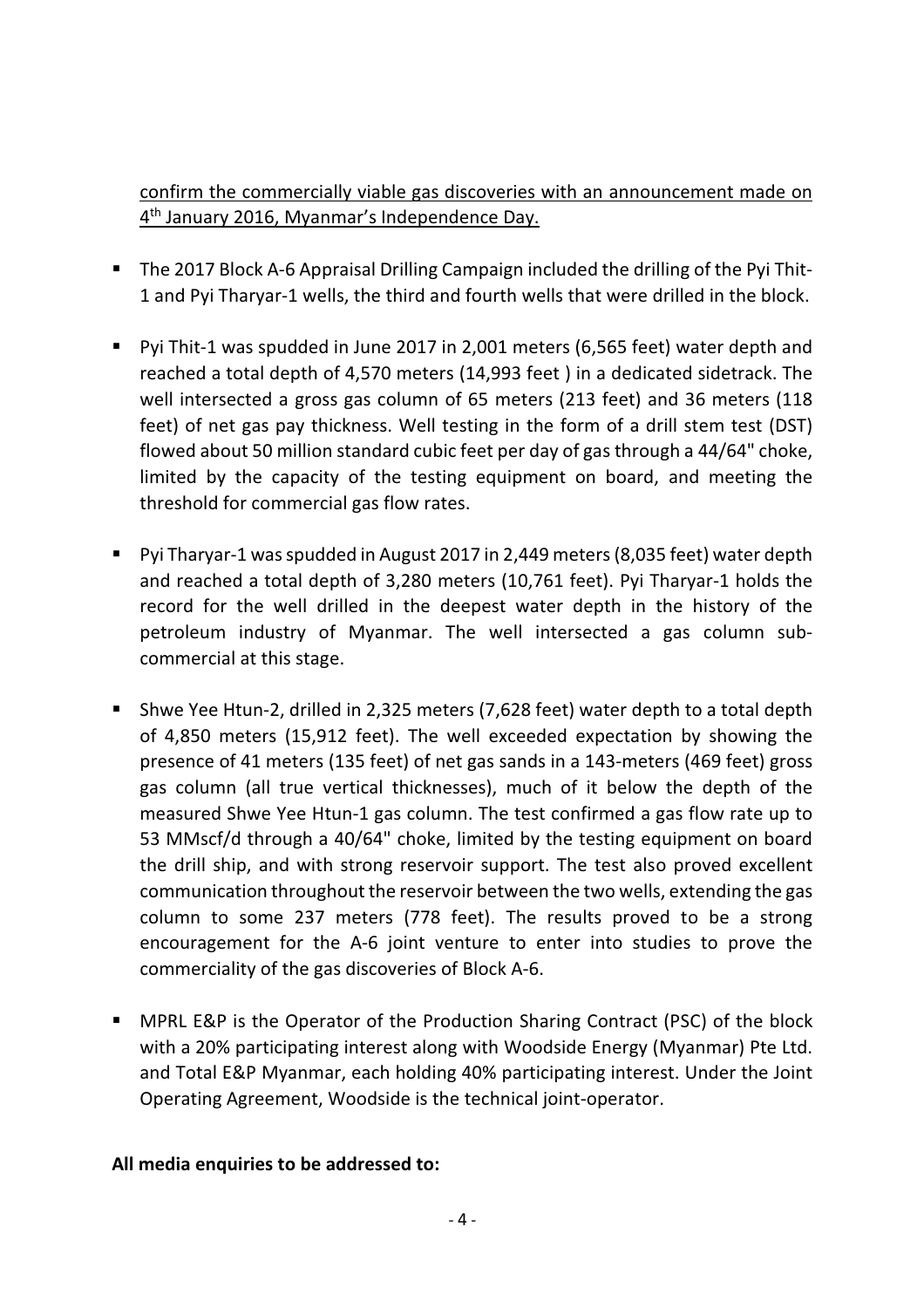<u>confirm the commercially viable gas discoveries with an announcement made on 4th January 2016, Myanmar's Independence Day.</u>

- The 2017 Block A-6 Appraisal Drilling Campaign included the drilling of the Pyi Thit-1 and Pyi Tharyar-1 wells, the third and fourth wells that were drilled in the block.

- Pyi Thit-1 was spudded in June 2017 in 2,001 meters (6,565 feet) water depth and reached a total depth of 4,570 meters (14,993 feet ) in a dedicated sidetrack. The well intersected a gross gas column of 65 meters (213 feet) and 36 meters (118 feet) of net gas pay thickness. Well testing in the form of a drill stem test (DST) flowed about 50 million standard cubic feet per day of gas through a 44/64" choke, limited by the capacity of the testing equipment on board, and meeting the threshold for commercial gas flow rates.

- Pyi Tharyar-1 was spudded in August 2017 in 2,449 meters (8,035 feet) water depth and reached a total depth of 3,280 meters (10,761 feet). Pyi Tharyar-1 holds the record for the well drilled in the deepest water depth in the history of the petroleum industry of Myanmar. The well intersected a gas column sub-commercial at this stage.

- Shwe Yee Htun-2, drilled in 2,325 meters (7,628 feet) water depth to a total depth of 4,850 meters (15,912 feet). The well exceeded expectation by showing the presence of 41 meters (135 feet) of net gas sands in a 143-meters (469 feet) gross gas column (all true vertical thicknesses), much of it below the depth of the measured Shwe Yee Htun-1 gas column. The test confirmed a gas flow rate up to 53 MMscf/d through a 40/64" choke, limited by the testing equipment on board the drill ship, and with strong reservoir support. The test also proved excellent communication throughout the reservoir between the two wells, extending the gas column to some 237 meters (778 feet). The results proved to be a strong encouragement for the A-6 joint venture to enter into studies to prove the commerciality of the gas discoveries of Block A-6.

- MPRL E&P is the Operator of the Production Sharing Contract (PSC) of the block with a 20% participating interest along with Woodside Energy (Myanmar) Pte Ltd. and Total E&P Myanmar, each holding 40% participating interest. Under the Joint Operating Agreement, Woodside is the technical joint-operator.

**All media enquiries to be addressed to:**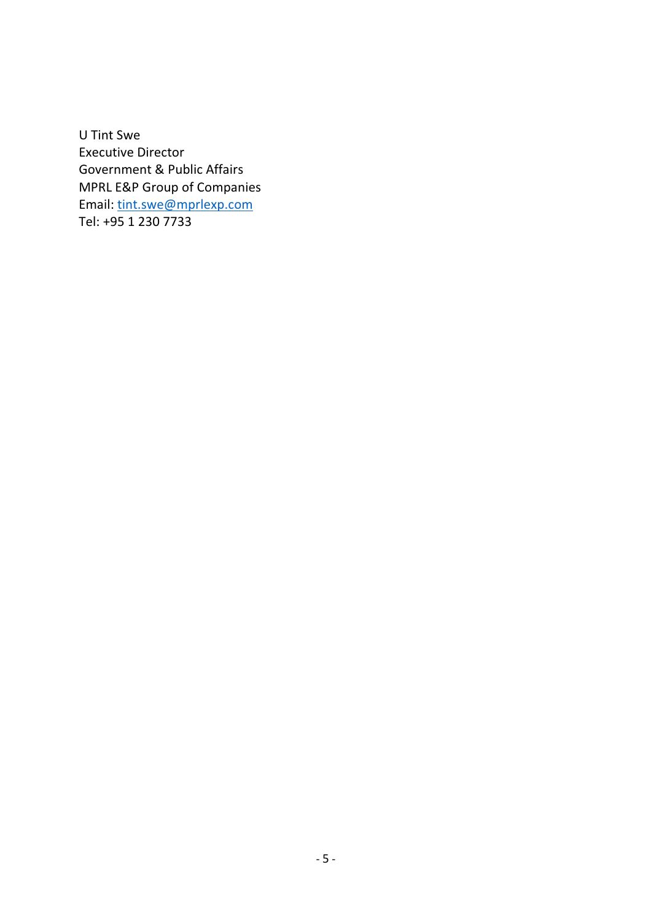U Tint Swe
Executive Director
Government & Public Affairs
MPRL E&P Group of Companies
Email: tint.swe@mprlexp.com
Tel: +95 1 230 7733